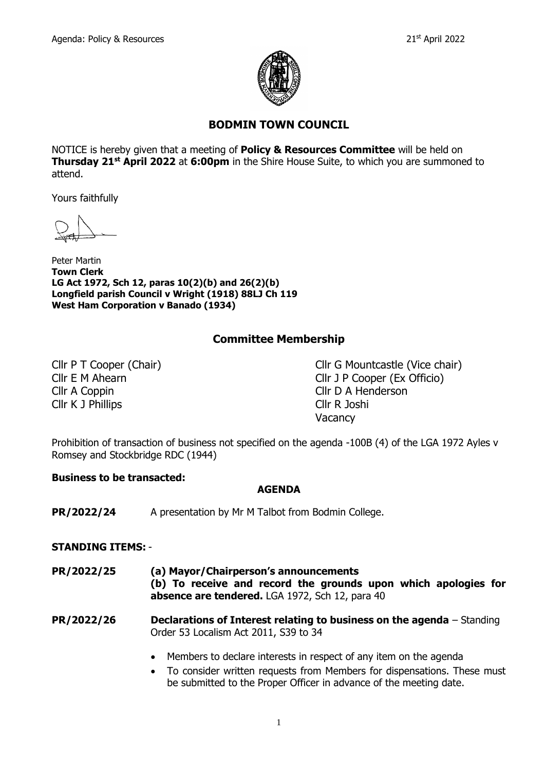# BODMIN TOWN COUNCIL

NOTICE is hereby given that a meeting of **Policy & Resources Committee** will be held on **Thursday 21st April 2022** at **6:00pm** in the Shire House Suite, to which you are summoned to attend.

Yours faithfully

Peter Martin
**Town Clerk**
**LG Act 1972, Sch 12, paras 10(2)(b) and 26(2)(b)**
**Longfield parish Council v Wright (1918) 88LJ Ch 119**
**West Ham Corporation v Banado (1934)**

## Committee Membership

Cllr P T Cooper (Chair)
Cllr G Mountcastle (Vice chair)
Cllr E M Ahearn
Cllr J P Cooper (Ex Officio)
Cllr A Coppin
Cllr D A Henderson
Cllr K J Phillips
Cllr R Joshi
Vacancy

Prohibition of transaction of business not specified on the agenda -100B (4) of the LGA 1972 Ayles v Romsey and Stockbridge RDC (1944)

**Business to be transacted:**

**AGENDA**

**PR/2022/24** A presentation by Mr M Talbot from Bodmin College.

**STANDING ITEMS:** -

**PR/2022/25** **(a) Mayor/Chairperson's announcements**
**(b) To receive and record the grounds upon which apologies for absence are tendered.** LGA 1972, Sch 12, para 40

**PR/2022/26** **Declarations of Interest relating to business on the agenda** – Standing Order 53 Localism Act 2011, S39 to 34

- Members to declare interests in respect of any item on the agenda
- To consider written requests from Members for dispensations. These must be submitted to the Proper Officer in advance of the meeting date.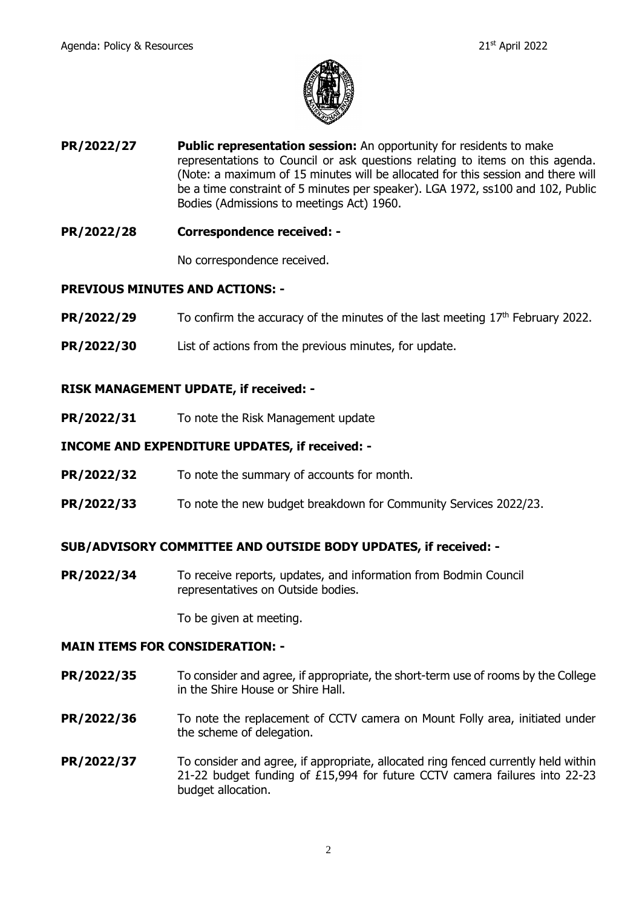**PR/2022/27** **Public representation session:** An opportunity for residents to make representations to Council or ask questions relating to items on this agenda. (Note: a maximum of 15 minutes will be allocated for this session and there will be a time constraint of 5 minutes per speaker). LGA 1972, ss100 and 102, Public Bodies (Admissions to meetings Act) 1960.

**PR/2022/28** **Correspondence received: -**

No correspondence received.

## PREVIOUS MINUTES AND ACTIONS: -

**PR/2022/29** To confirm the accuracy of the minutes of the last meeting 17th February 2022.

**PR/2022/30** List of actions from the previous minutes, for update.

## RISK MANAGEMENT UPDATE, if received: -

**PR/2022/31** To note the Risk Management update

## INCOME AND EXPENDITURE UPDATES, if received: -

**PR/2022/32** To note the summary of accounts for month.

**PR/2022/33** To note the new budget breakdown for Community Services 2022/23.

## SUB/ADVISORY COMMITTEE AND OUTSIDE BODY UPDATES, if received: -

**PR/2022/34** To receive reports, updates, and information from Bodmin Council representatives on Outside bodies.

To be given at meeting.

## MAIN ITEMS FOR CONSIDERATION: -

**PR/2022/35** To consider and agree, if appropriate, the short-term use of rooms by the College in the Shire House or Shire Hall.

**PR/2022/36** To note the replacement of CCTV camera on Mount Folly area, initiated under the scheme of delegation.

**PR/2022/37** To consider and agree, if appropriate, allocated ring fenced currently held within 21-22 budget funding of £15,994 for future CCTV camera failures into 22-23 budget allocation.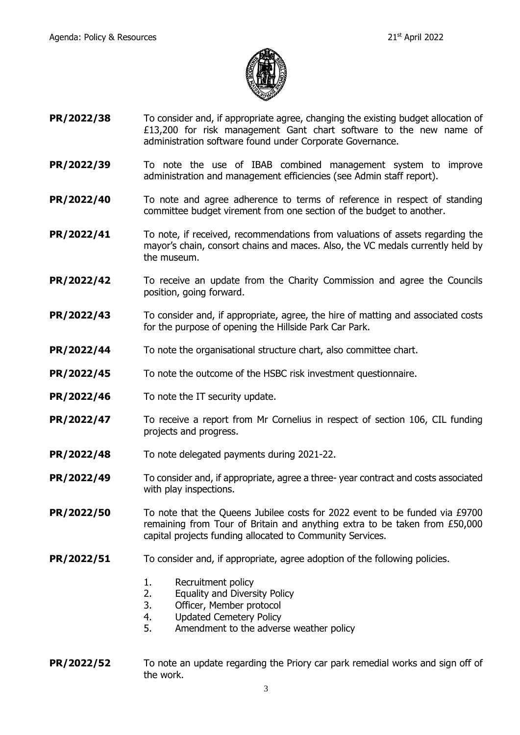**PR/2022/38** To consider and, if appropriate agree, changing the existing budget allocation of £13,200 for risk management Gant chart software to the new name of administration software found under Corporate Governance.

**PR/2022/39** To note the use of IBAB combined management system to improve administration and management efficiencies (see Admin staff report).

**PR/2022/40** To note and agree adherence to terms of reference in respect of standing committee budget virement from one section of the budget to another.

**PR/2022/41** To note, if received, recommendations from valuations of assets regarding the mayor's chain, consort chains and maces. Also, the VC medals currently held by the museum.

**PR/2022/42** To receive an update from the Charity Commission and agree the Councils position, going forward.

**PR/2022/43** To consider and, if appropriate, agree, the hire of matting and associated costs for the purpose of opening the Hillside Park Car Park.

**PR/2022/44** To note the organisational structure chart, also committee chart.

**PR/2022/45** To note the outcome of the HSBC risk investment questionnaire.

**PR/2022/46** To note the IT security update.

**PR/2022/47** To receive a report from Mr Cornelius in respect of section 106, CIL funding projects and progress.

**PR/2022/48** To note delegated payments during 2021-22.

**PR/2022/49** To consider and, if appropriate, agree a three- year contract and costs associated with play inspections.

**PR/2022/50** To note that the Queens Jubilee costs for 2022 event to be funded via £9700 remaining from Tour of Britain and anything extra to be taken from £50,000 capital projects funding allocated to Community Services.

**PR/2022/51** To consider and, if appropriate, agree adoption of the following policies.

1. Recruitment policy
2. Equality and Diversity Policy
3. Officer, Member protocol
4. Updated Cemetery Policy
5. Amendment to the adverse weather policy

**PR/2022/52** To note an update regarding the Priory car park remedial works and sign off of the work.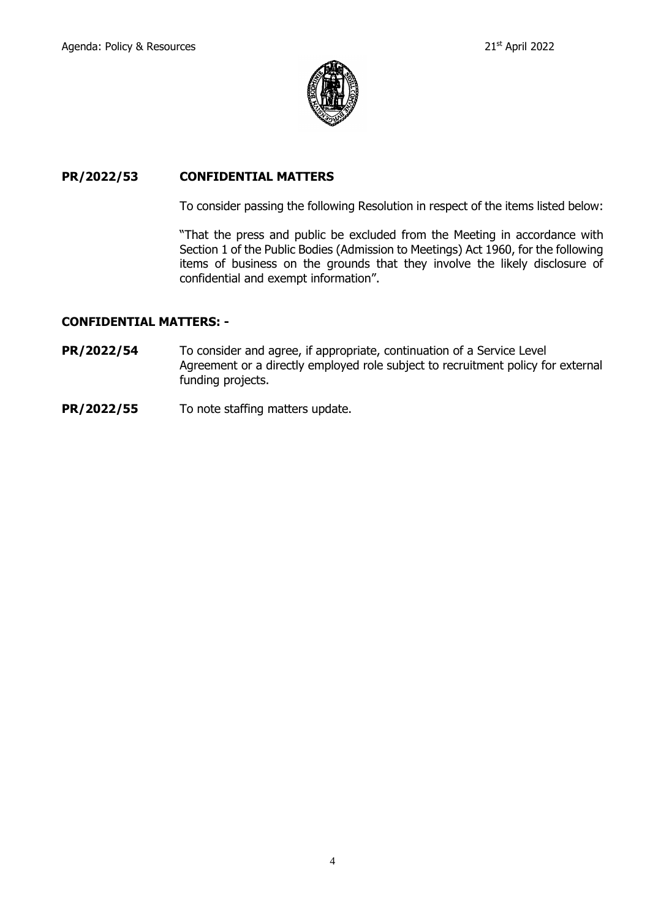**PR/2022/53 CONFIDENTIAL MATTERS**

To consider passing the following Resolution in respect of the items listed below:

"That the press and public be excluded from the Meeting in accordance with Section 1 of the Public Bodies (Admission to Meetings) Act 1960, for the following items of business on the grounds that they involve the likely disclosure of confidential and exempt information".

**CONFIDENTIAL MATTERS: -**

**PR/2022/54** To consider and agree, if appropriate, continuation of a Service Level Agreement or a directly employed role subject to recruitment policy for external funding projects.

**PR/2022/55** To note staffing matters update.